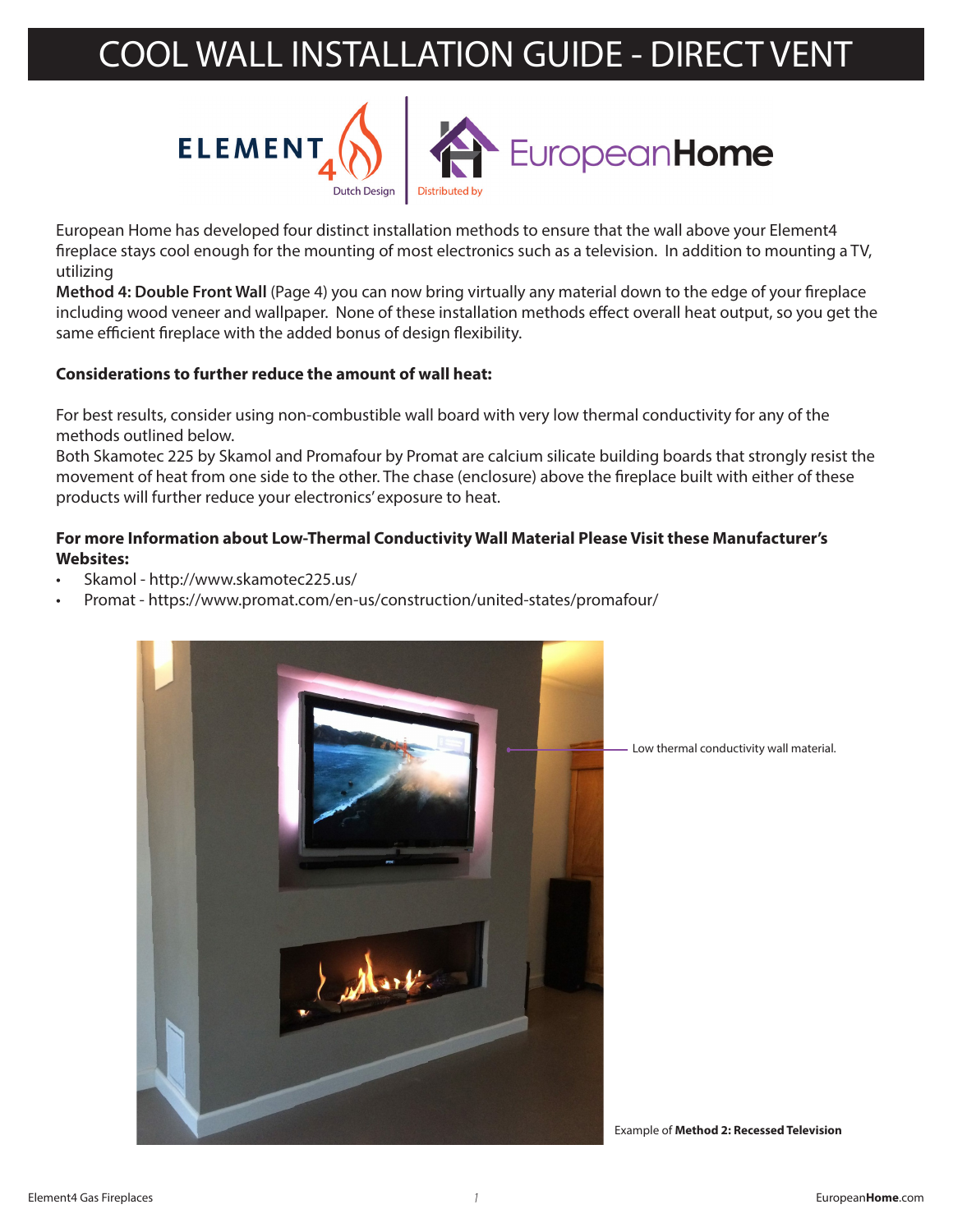# COOL WALL INSTALLATION GUIDE - DIRECT VENT

ELEMENT 4 Dutch Design | EuropeanHome Distributed by

European Home has developed four distinct installation methods to ensure that the wall above your Element4 fireplace stays cool enough for the mounting of most electronics such as a television. In addition to mounting a TV, utilizing
**Method 4: Double Front Wall** (Page 4) you can now bring virtually any material down to the edge of your fireplace including wood veneer and wallpaper. None of these installation methods effect overall heat output, so you get the same efficient fireplace with the added bonus of design flexibility.

**Considerations to further reduce the amount of wall heat:**

For best results, consider using non-combustible wall board with very low thermal conductivity for any of the methods outlined below.
Both Skamotec 225 by Skamol and Promafour by Promat are calcium silicate building boards that strongly resist the movement of heat from one side to the other. The chase (enclosure) above the fireplace built with either of these products will further reduce your electronics' exposure to heat.

**For more Information about Low-Thermal Conductivity Wall Material Please Visit these Manufacturer's Websites:**

- Skamol - http://www.skamotec225.us/
- Promat - https://www.promat.com/en-us/construction/united-states/promafour/

Low thermal conductivity wall material.

Example of **Method 2: Recessed Television**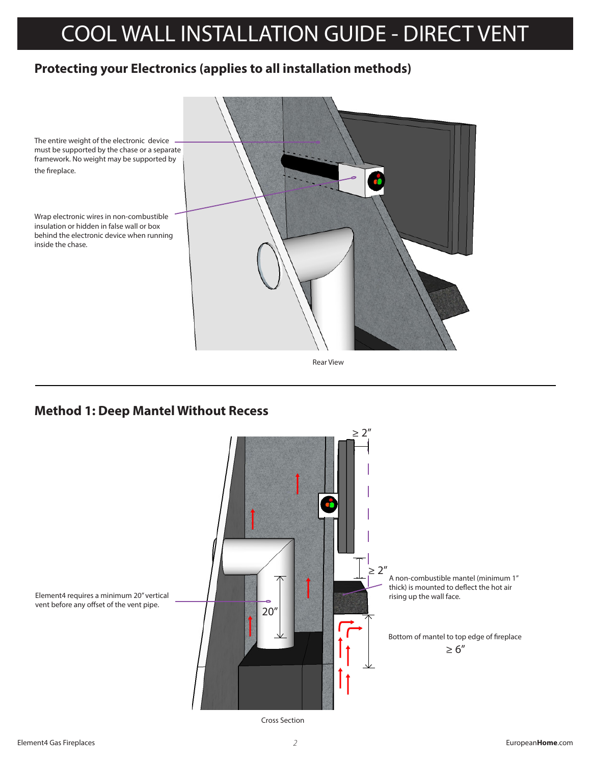# COOL WALL INSTALLATION GUIDE - DIRECT VENT

## Protecting your Electronics (applies to all installation methods)

The entire weight of the electronic device must be supported by the chase or a separate framework. No weight may be supported by the fireplace.

Wrap electronic wires in non-combustible insulation or hidden in false wall or box behind the electronic device when running inside the chase.

Rear View

---

## Method 1: Deep Mantel Without Recess

≥ 2″

≥ 2″

A non-combustible mantel (minimum 1″ thick) is mounted to deflect the hot air rising up the wall face.

Element4 requires a minimum 20″ vertical vent before any offset of the vent pipe.

20″

Bottom of mantel to top edge of fireplace

≥ 6″

Cross Section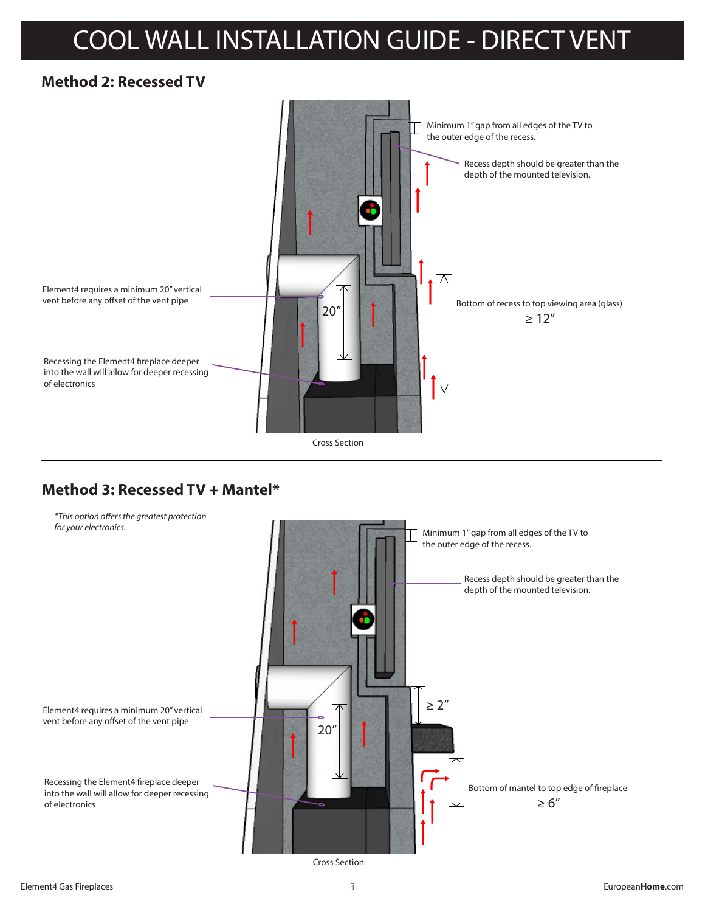# COOL WALL INSTALLATION GUIDE - DIRECT VENT

## Method 2: Recessed TV

Minimum 1" gap from all edges of the TV to the outer edge of the recess.

Recess depth should be greater than the depth of the mounted television.

Element4 requires a minimum 20" vertical vent before any offset of the vent pipe

20"

Bottom of recess to top viewing area (glass)

≥ 12"

Recessing the Element4 fireplace deeper into the wall will allow for deeper recessing of electronics

Cross Section

---

## Method 3: Recessed TV + Mantel*

*\*This option offers the greatest protection for your electronics.*

Minimum 1" gap from all edges of the TV to the outer edge of the recess.

Recess depth should be greater than the depth of the mounted television.

≥ 2"

Element4 requires a minimum 20" vertical vent before any offset of the vent pipe

20"

Bottom of mantel to top edge of fireplace

≥ 6"

Recessing the Element4 fireplace deeper into the wall will allow for deeper recessing of electronics

Cross Section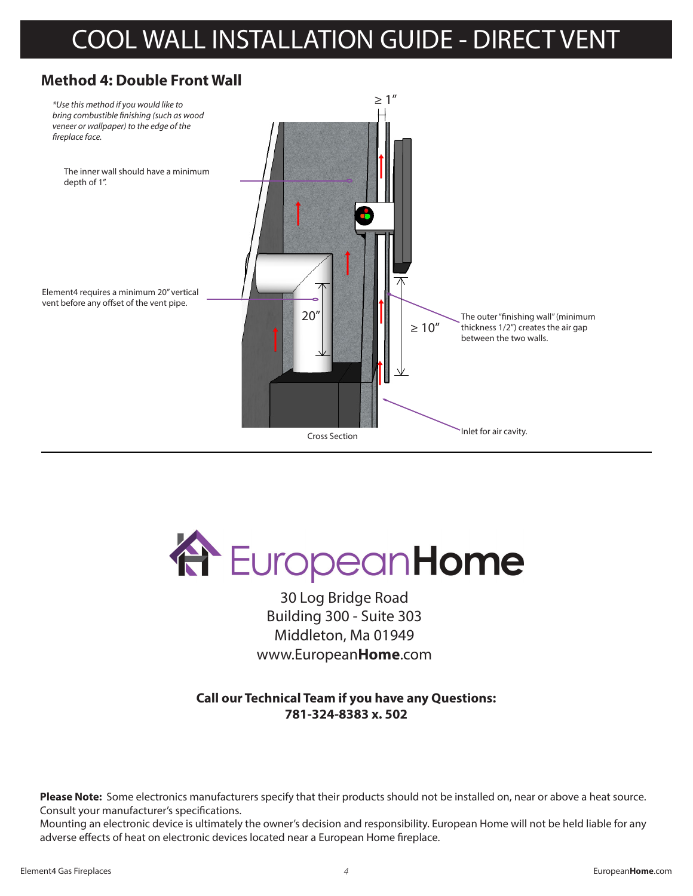# COOL WALL INSTALLATION GUIDE - DIRECT VENT

## Method 4: Double Front Wall

*\*Use this method if you would like to bring combustible finishing (such as wood veneer or wallpaper) to the edge of the fireplace face.*

The inner wall should have a minimum depth of 1".

Element4 requires a minimum 20" vertical vent before any offset of the vent pipe.

≥ 1"

20"

≥ 10"

The outer "finishing wall" (minimum thickness 1/2") creates the air gap between the two walls.

Inlet for air cavity.

Cross Section

---

EuropeanHome

30 Log Bridge Road
Building 300 - Suite 303
Middleton, Ma 01949
www.European**Home**.com

**Call our Technical Team if you have any Questions:**
**781-324-8383 x. 502**

**Please Note:** Some electronics manufacturers specify that their products should not be installed on, near or above a heat source. Consult your manufacturer's specifications.
Mounting an electronic device is ultimately the owner's decision and responsibility. European Home will not be held liable for any adverse effects of heat on electronic devices located near a European Home fireplace.